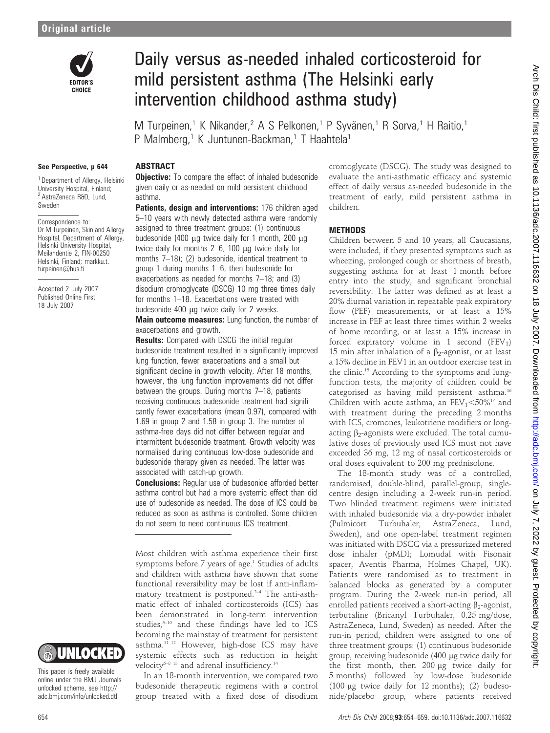# Daily versus as-needed inhaled corticosteroid for mild persistent asthma (The Helsinki early intervention childhood asthma study)

M Turpeinen,[1] K Nikander,[2] A S Pelkonen,[1] P Syvänen,[1] R Sorva,[1] H Raitio,[1] P Malmberg,[1] K Juntunen-Backman,[1] T Haahtela[1]

See Perspective, p 644

[1] Department of Allergy, Helsinki University Hospital, Finland; [2] AstraZeneca R&D, Lund, Sweden

Correspondence to: Dr M Turpeinen, Skin and Allergy Hospital, Department of Allergy, Helsinki University Hospital, Meilahdentie 2, FIN-00250 Helsinki, Finland; markku.t.turpeinen@hus.fi

Accepted 2 July 2007
Published Online First 18 July 2007

This paper is freely available online under the BMJ Journals unlocked scheme, see http://adc.bmj.com/info/unlocked.dtl

## ABSTRACT

**Objective:** To compare the effect of inhaled budesonide given daily or as-needed on mild persistent childhood asthma.

**Patients, design and interventions:** 176 children aged 5–10 years with newly detected asthma were randomly assigned to three treatment groups: (1) continuous budesonide (400 μg twice daily for 1 month, 200 μg twice daily for months 2–6, 100 μg twice daily for months 7–18); (2) budesonide, identical treatment to group 1 during months 1–6, then budesonide for exacerbations as needed for months 7–18; and (3) disodium cromoglycate (DSCG) 10 mg three times daily for months 1–18. Exacerbations were treated with budesonide 400 μg twice daily for 2 weeks.

**Main outcome measures:** Lung function, the number of exacerbations and growth.

**Results:** Compared with DSCG the initial regular budesonide treatment resulted in a significantly improved lung function, fewer exacerbations and a small but significant decline in growth velocity. After 18 months, however, the lung function improvements did not differ between the groups. During months 7–18, patients receiving continuous budesonide treatment had significantly fewer exacerbations (mean 0.97), compared with 1.69 in group 2 and 1.58 in group 3. The number of asthma-free days did not differ between regular and intermittent budesonide treatment. Growth velocity was normalised during continuous low-dose budesonide and budesonide therapy given as needed. The latter was associated with catch-up growth.

**Conclusions:** Regular use of budesonide afforded better asthma control but had a more systemic effect than did use of budesonide as needed. The dose of ICS could be reduced as soon as asthma is controlled. Some children do not seem to need continuous ICS treatment.

Most children with asthma experience their first symptoms before 7 years of age.[1] Studies of adults and children with asthma have shown that some functional reversibility may be lost if anti-inflammatory treatment is postponed.[2–4] The anti-asthmatic effect of inhaled corticosteroids (ICS) has been demonstrated in long-term intervention studies,[5–10] and these findings have led to ICS becoming the mainstay of treatment for persistent asthma.[11 12] However, high-dose ICS may have systemic effects such as reduction in height velocity[6–8 13] and adrenal insufficiency.[14]

In an 18-month intervention, we compared two budesonide therapeutic regimens with a control group treated with a fixed dose of disodium cromoglycate (DSCG). The study was designed to evaluate the anti-asthmatic efficacy and systemic effect of daily versus as-needed budesonide in the treatment of early, mild persistent asthma in children.

## METHODS

Children between 5 and 10 years, all Caucasians, were included, if they presented symptoms such as wheezing, prolonged cough or shortness of breath, suggesting asthma for at least 1 month before entry into the study, and significant bronchial reversibility. The latter was defined as at least a 20% diurnal variation in repeatable peak expiratory flow (PEF) measurements, or at least a 15% increase in PEF at least three times within 2 weeks of home recording, or at least a 15% increase in forced expiratory volume in 1 second ($FEV_1$) 15 min after inhalation of a $\beta_2$-agonist, or at least a 15% decline in FEV1 in an outdoor exercise test in the clinic.[15] According to the symptoms and lung-function tests, the majority of children could be categorised as having mild persistent asthma.[16] Children with acute asthma, an $FEV_1<50\%$[17] and with treatment during the preceding 2 months with ICS, cromones, leukotriene modifiers or long-acting $\beta_2$-agonists were excluded. The total cumulative doses of previously used ICS must not have exceeded 36 mg, 12 mg of nasal corticosteroids or oral doses equivalent to 200 mg prednisolone.

The 18-month study was of a controlled, randomised, double-blind, parallel-group, single-centre design including a 2-week run-in period. Two blinded treatment regimens were initiated with inhaled budesonide via a dry-powder inhaler (Pulmicort Turbuhaler, AstraZeneca, Lund, Sweden), and one open-label treatment regimen was initiated with DSCG via a pressurized metered dose inhaler (pMDI; Lomudal with Fisonair spacer, Aventis Pharma, Holmes Chapel, UK). Patients were randomised as to treatment in balanced blocks as generated by a computer program. During the 2-week run-in period, all enrolled patients received a short-acting $\beta_2$-agonist, terbutaline (Bricanyl Turbuhaler, 0.25 mg/dose, AstraZeneca, Lund, Sweden) as needed. After the run-in period, children were assigned to one of three treatment groups: (1) continuous budesonide group, receiving budesonide (400 μg twice daily for the first month, then 200 μg twice daily for 5 months) followed by low-dose budesonide (100 μg twice daily for 12 months); (2) budesonide/placebo group, where patients received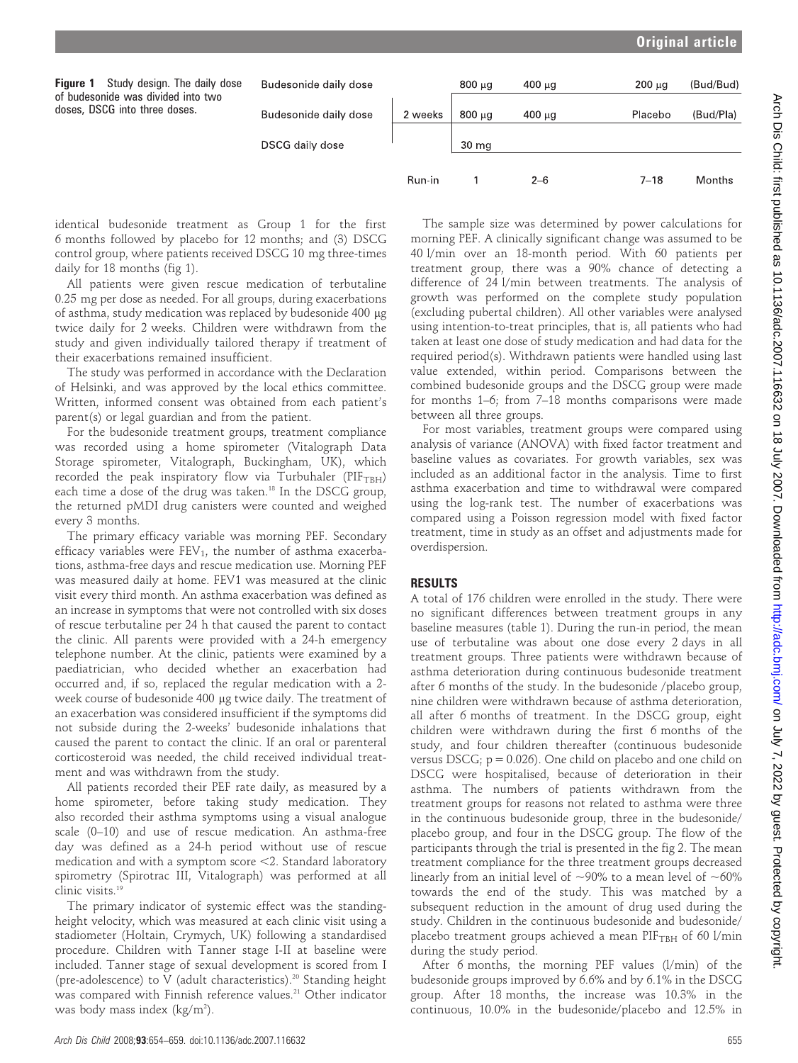**Figure 1** Study design. The daily dose of budesonide was divided into two doses, DSCG into three doses.

| | | | | | |
|---|---|---|---|---|---|
| Budesonide daily dose | | 800 μg | 400 μg | 200 μg | (Bud/Bud) |
| Budesonide daily dose | 2 weeks | 800 μg | 400 μg | Placebo | (Bud/Pla) |
| DSCG daily dose | | 30 mg | | | |
| | Run-in | 1 | 2–6 | 7–18 | Months |

identical budesonide treatment as Group 1 for the first 6 months followed by placebo for 12 months; and (3) DSCG control group, where patients received DSCG 10 mg three-times daily for 18 months (fig 1).

All patients were given rescue medication of terbutaline 0.25 mg per dose as needed. For all groups, during exacerbations of asthma, study medication was replaced by budesonide 400 μg twice daily for 2 weeks. Children were withdrawn from the study and given individually tailored therapy if treatment of their exacerbations remained insufficient.

The study was performed in accordance with the Declaration of Helsinki, and was approved by the local ethics committee. Written, informed consent was obtained from each patient's parent(s) or legal guardian and from the patient.

For the budesonide treatment groups, treatment compliance was recorded using a home spirometer (Vitalograph Data Storage spirometer, Vitalograph, Buckingham, UK), which recorded the peak inspiratory flow via Turbuhaler ($PIF_{TBH}$) each time a dose of the drug was taken.[18] In the DSCG group, the returned pMDI drug canisters were counted and weighed every 3 months.

The primary efficacy variable was morning PEF. Secondary efficacy variables were $FEV_1$, the number of asthma exacerbations, asthma-free days and rescue medication use. Morning PEF was measured daily at home. FEV1 was measured at the clinic visit every third month. An asthma exacerbation was defined as an increase in symptoms that were not controlled with six doses of rescue terbutaline per 24 h that caused the parent to contact the clinic. All parents were provided with a 24-h emergency telephone number. At the clinic, patients were examined by a paediatrician, who decided whether an exacerbation had occurred and, if so, replaced the regular medication with a 2-week course of budesonide 400 μg twice daily. The treatment of an exacerbation was considered insufficient if the symptoms did not subside during the 2-weeks' budesonide inhalations that caused the parent to contact the clinic. If an oral or parenteral corticosteroid was needed, the child received individual treatment and was withdrawn from the study.

All patients recorded their PEF rate daily, as measured by a home spirometer, before taking study medication. They also recorded their asthma symptoms using a visual analogue scale (0–10) and use of rescue medication. An asthma-free day was defined as a 24-h period without use of rescue medication and with a symptom score <2. Standard laboratory spirometry (Spirotrac III, Vitalograph) was performed at all clinic visits.[19]

The primary indicator of systemic effect was the standing-height velocity, which was measured at each clinic visit using a stadiometer (Holtain, Crymych, UK) following a standardised procedure. Children with Tanner stage I-II at baseline were included. Tanner stage of sexual development is scored from I (pre-adolescence) to V (adult characteristics).[20] Standing height was compared with Finnish reference values.[21] Other indicator was body mass index ($kg/m^2$).

The sample size was determined by power calculations for morning PEF. A clinically significant change was assumed to be 40 l/min over an 18-month period. With 60 patients per treatment group, there was a 90% chance of detecting a difference of 24 l/min between treatments. The analysis of growth was performed on the complete study population (excluding pubertal children). All other variables were analysed using intention-to-treat principles, that is, all patients who had taken at least one dose of study medication and had data for the required period(s). Withdrawn patients were handled using last value extended, within period. Comparisons between the combined budesonide groups and the DSCG group were made for months 1–6; from 7–18 months comparisons were made between all three groups.

For most variables, treatment groups were compared using analysis of variance (ANOVA) with fixed factor treatment and baseline values as covariates. For growth variables, sex was included as an additional factor in the analysis. Time to first asthma exacerbation and time to withdrawal were compared using the log-rank test. The number of exacerbations was compared using a Poisson regression model with fixed factor treatment, time in study as an offset and adjustments made for overdispersion.

## RESULTS

A total of 176 children were enrolled in the study. There were no significant differences between treatment groups in any baseline measures (table 1). During the run-in period, the mean use of terbutaline was about one dose every 2 days in all treatment groups. Three patients were withdrawn because of asthma deterioration during continuous budesonide treatment after 6 months of the study. In the budesonide /placebo group, nine children were withdrawn because of asthma deterioration, all after 6 months of treatment. In the DSCG group, eight children were withdrawn during the first 6 months of the study, and four children thereafter (continuous budesonide versus DSCG; $p = 0.026$). One child on placebo and one child on DSCG were hospitalised, because of deterioration in their asthma. The numbers of patients withdrawn from the treatment groups for reasons not related to asthma were three in the continuous budesonide group, three in the budesonide/placebo group, and four in the DSCG group. The flow of the participants through the trial is presented in the fig 2. The mean treatment compliance for the three treatment groups decreased linearly from an initial level of ~90% to a mean level of ~60% towards the end of the study. This was matched by a subsequent reduction in the amount of drug used during the study. Children in the continuous budesonide and budesonide/placebo treatment groups achieved a mean $PIF_{TBH}$ of 60 l/min during the study period.

After 6 months, the morning PEF values (l/min) of the budesonide groups improved by 6.6% and by 6.1% in the DSCG group. After 18 months, the increase was 10.3% in the continuous, 10.0% in the budesonide/placebo and 12.5% in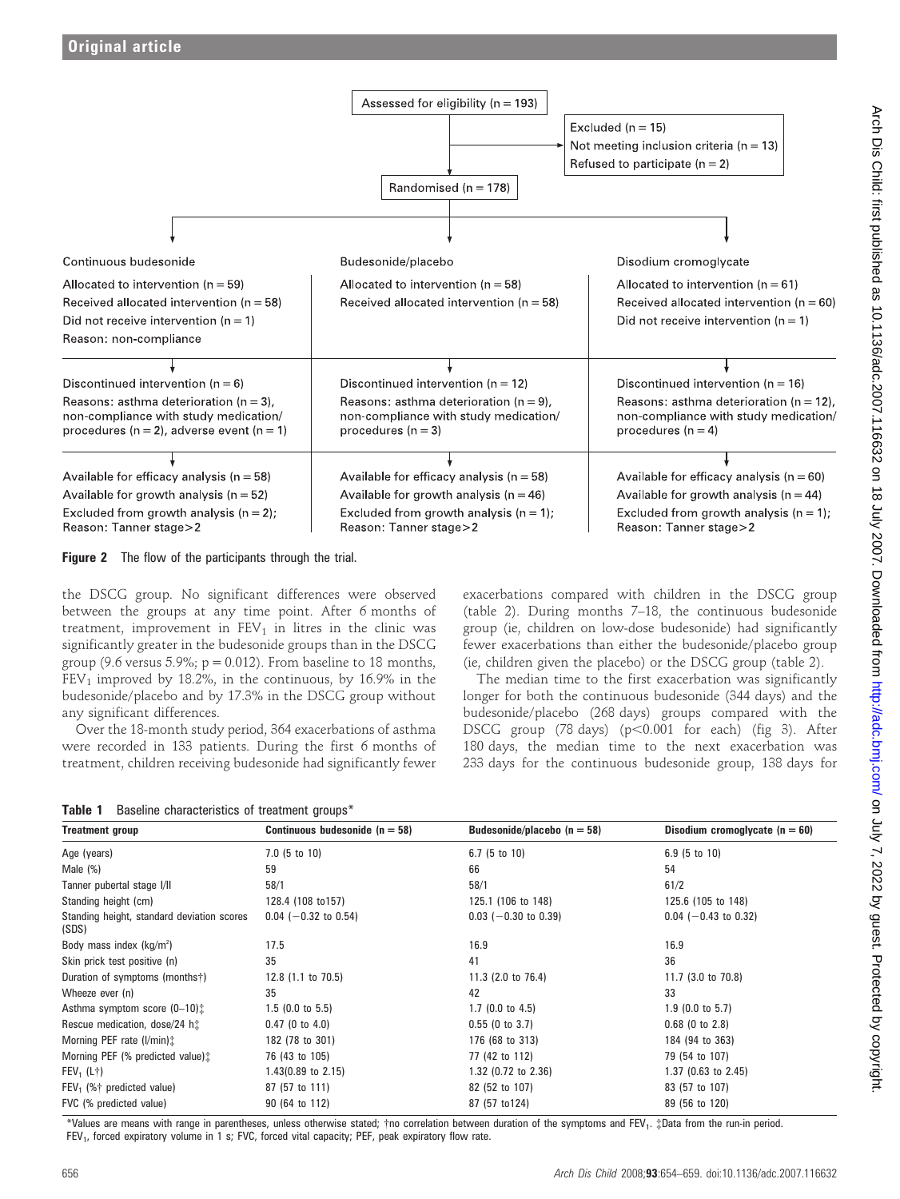Assessed for eligibility (n = 193)

Excluded (n = 15)
Not meeting inclusion criteria (n = 13)
Refused to participate (n = 2)

Randomised (n = 178)

| Continuous budesonide | Budesonide/placebo | Disodium cromoglycate |
| --- | --- | --- |
| Allocated to intervention (n = 59)<br>Received allocated intervention (n = 58)<br>Did not receive intervention (n = 1)<br>Reason: non-compliance | Allocated to intervention (n = 58)<br>Received allocated intervention (n = 58) | Allocated to intervention (n = 61)<br>Received allocated intervention (n = 60)<br>Did not receive intervention (n = 1) |
| Discontinued intervention (n = 6)<br>Reasons: asthma deterioration (n = 3), non-compliance with study medication/ procedures (n = 2), adverse event (n = 1) | Discontinued intervention (n = 12)<br>Reasons: asthma deterioration (n = 9), non-compliance with study medication/ procedures (n = 3) | Discontinued intervention (n = 16)<br>Reasons: asthma deterioration (n = 12), non-compliance with study medication/ procedures (n = 4) |
| Available for efficacy analysis (n = 58)<br>Available for growth analysis (n = 52)<br>Excluded from growth analysis (n = 2);<br>Reason: Tanner stage>2 | Available for efficacy analysis (n = 58)<br>Available for growth analysis (n = 46)<br>Excluded from growth analysis (n = 1);<br>Reason: Tanner stage>2 | Available for efficacy analysis (n = 60)<br>Available for growth analysis (n = 44)<br>Excluded from growth analysis (n = 1);<br>Reason: Tanner stage>2 |

**Figure 2** The flow of the participants through the trial.

the DSCG group. No significant differences were observed between the groups at any time point. After 6 months of treatment, improvement in $FEV_1$ in litres in the clinic was significantly greater in the budesonide groups than in the DSCG group (9.6 versus 5.9%; p = 0.012). From baseline to 18 months, $FEV_1$ improved by 18.2%, in the continuous, by 16.9% in the budesonide/placebo and by 17.3% in the DSCG group without any significant differences.

Over the 18-month study period, 364 exacerbations of asthma were recorded in 133 patients. During the first 6 months of treatment, children receiving budesonide had significantly fewer exacerbations compared with children in the DSCG group (table 2). During months 7–18, the continuous budesonide group (ie, children on low-dose budesonide) had significantly fewer exacerbations than either the budesonide/placebo group (ie, children given the placebo) or the DSCG group (table 2).

The median time to the first exacerbation was significantly longer for both the continuous budesonide (344 days) and the budesonide/placebo (268 days) groups compared with the DSCG group (78 days) ($p<0.001$ for each) (fig 3). After 180 days, the median time to the next exacerbation was 233 days for the continuous budesonide group, 138 days for

**Table 1** Baseline characteristics of treatment groups*

| Treatment group | Continuous budesonide (n = 58) | Budesonide/placebo (n = 58) | Disodium cromoglycate (n = 60) |
| --- | --- | --- | --- |
| Age (years) | 7.0 (5 to 10) | 6.7 (5 to 10) | 6.9 (5 to 10) |
| Male (%) | 59 | 66 | 54 |
| Tanner pubertal stage I/II | 58/1 | 58/1 | 61/2 |
| Standing height (cm) | 128.4 (108 to157) | 125.1 (106 to 148) | 125.6 (105 to 148) |
| Standing height, standard deviation scores (SDS) | 0.04 (−0.32 to 0.54) | 0.03 (−0.30 to 0.39) | 0.04 (−0.43 to 0.32) |
| Body mass index (kg/m²) | 17.5 | 16.9 | 16.9 |
| Skin prick test positive (n) | 35 | 41 | 36 |
| Duration of symptoms (months†) | 12.8 (1.1 to 70.5) | 11.3 (2.0 to 76.4) | 11.7 (3.0 to 70.8) |
| Wheeze ever (n) | 35 | 42 | 33 |
| Asthma symptom score (0–10)‡ | 1.5 (0.0 to 5.5) | 1.7 (0.0 to 4.5) | 1.9 (0.0 to 5.7) |
| Rescue medication, dose/24 h‡ | 0.47 (0 to 4.0) | 0.55 (0 to 3.7) | 0.68 (0 to 2.8) |
| Morning PEF rate (l/min)‡ | 182 (78 to 301) | 176 (68 to 313) | 184 (94 to 363) |
| Morning PEF (% predicted value)‡ | 76 (43 to 105) | 77 (42 to 112) | 79 (54 to 107) |
| $FEV_1$ (L†) | 1.43(0.89 to 2.15) | 1.32 (0.72 to 2.36) | 1.37 (0.63 to 2.45) |
| $FEV_1$ (%† predicted value) | 87 (57 to 111) | 82 (52 to 107) | 83 (57 to 107) |
| FVC (% predicted value) | 90 (64 to 112) | 87 (57 to124) | 89 (56 to 120) |

*Values are means with range in parentheses, unless otherwise stated; †no correlation between duration of the symptoms and $FEV_1$. ‡Data from the run-in period.
$FEV_1$, forced expiratory volume in 1 s; FVC, forced vital capacity; PEF, peak expiratory flow rate.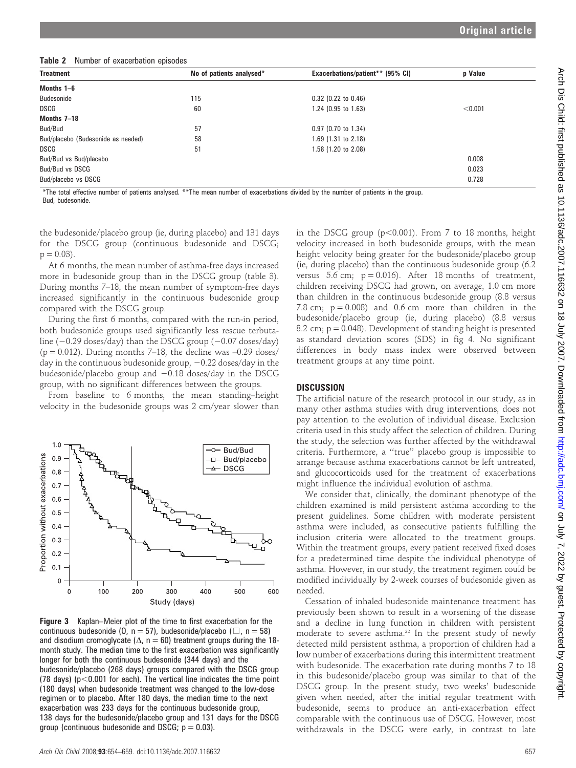**Table 2** Number of exacerbation episodes

| Treatment | No of patients analysed* | Exacerbations/patient** (95% CI) | p Value |
|---|---|---|---|
| **Months 1–6** | | | |
| Budesonide | 115 | 0.32 (0.22 to 0.46) | |
| DSCG | 60 | 1.24 (0.95 to 1.63) | <0.001 |
| **Months 7–18** | | | |
| Bud/Bud | 57 | 0.97 (0.70 to 1.34) | |
| Bud/placebo (Budesonide as needed) | 58 | 1.69 (1.31 to 2.18) | |
| DSCG | 51 | 1.58 (1.20 to 2.08) | |
| Bud/Bud vs Bud/placebo | | | 0.008 |
| Bud/Bud vs DSCG | | | 0.023 |
| Bud/placebo vs DSCG | | | 0.728 |

*The total effective number of patients analysed. **The mean number of exacerbations divided by the number of patients in the group.
Bud, budesonide.

the budesonide/placebo group (ie, during placebo) and 131 days for the DSCG group (continuous budesonide and DSCG; p = 0.03).

At 6 months, the mean number of asthma-free days increased more in budesonide group than in the DSCG group (table 3). During months 7–18, the mean number of symptom-free days increased significantly in the continuous budesonide group compared with the DSCG group.

During the first 6 months, compared with the run-in period, both budesonide groups used significantly less rescue terbutaline (−0.29 doses/day) than the DSCG group (−0.07 doses/day) (p = 0.012). During months 7–18, the decline was –0.29 doses/day in the continuous budesonide group, −0.22 doses/day in the budesonide/placebo group and −0.18 doses/day in the DSCG group, with no significant differences between the groups.

From baseline to 6 months, the mean standing–height velocity in the budesonide groups was 2 cm/year slower than in the DSCG group (p<0.001). From 7 to 18 months, height velocity increased in both budesonide groups, with the mean height velocity being greater for the budesonide/placebo group (ie, during placebo) than the continuous budesonide group (6.2 versus 5.6 cm; p = 0.016). After 18 months of treatment, children receiving DSCG had grown, on average, 1.0 cm more than children in the continuous budesonide group (8.8 versus 7.8 cm; p = 0.008) and 0.6 cm more than children in the budesonide/placebo group (ie, during placebo) (8.8 versus 8.2 cm; p = 0.048). Development of standing height is presented as standard deviation scores (SDS) in fig 4. No significant differences in body mass index were observed between treatment groups at any time point.

**Figure 3** Kaplan–Meier plot of the time to first exacerbation for the continuous budesonide (O, n = 57), budesonide/placebo (□, n = 58) and disodium cromoglycate (Δ, n = 60) treatment groups during the 18-month study. The median time to the first exacerbation was significantly longer for both the continuous budesonide (344 days) and the budesonide/placebo (268 days) groups compared with the DSCG group (78 days) (p<0.001 for each). The vertical line indicates the time point (180 days) when budesonide treatment was changed to the low-dose regimen or to placebo. After 180 days, the median time to the next exacerbation was 233 days for the continuous budesonide group, 138 days for the budesonide/placebo group and 131 days for the DSCG group (continuous budesonide and DSCG; p = 0.03).

## DISCUSSION

The artificial nature of the research protocol in our study, as in many other asthma studies with drug interventions, does not pay attention to the evolution of individual disease. Exclusion criteria used in this study affect the selection of children. During the study, the selection was further affected by the withdrawal criteria. Furthermore, a "true" placebo group is impossible to arrange because asthma exacerbations cannot be left untreated, and glucocorticoids used for the treatment of exacerbations might influence the individual evolution of asthma.

We consider that, clinically, the dominant phenotype of the children examined is mild persistent asthma according to the present guidelines. Some children with moderate persistent asthma were included, as consecutive patients fulfilling the inclusion criteria were allocated to the treatment groups. Within the treatment groups, every patient received fixed doses for a predetermined time despite the individual phenotype of asthma. However, in our study, the treatment regimen could be modified individually by 2-week courses of budesonide given as needed.

Cessation of inhaled budesonide maintenance treatment has previously been shown to result in a worsening of the disease and a decline in lung function in children with persistent moderate to severe asthma.[22] In the present study of newly detected mild persistent asthma, a proportion of children had a low number of exacerbations during this intermittent treatment with budesonide. The exacerbation rate during months 7 to 18 in this budesonide/placebo group was similar to that of the DSCG group. In the present study, two weeks' budesonide given when needed, after the initial regular treatment with budesonide, seems to produce an anti-exacerbation effect comparable with the continuous use of DSCG. However, most withdrawals in the DSCG were early, in contrast to late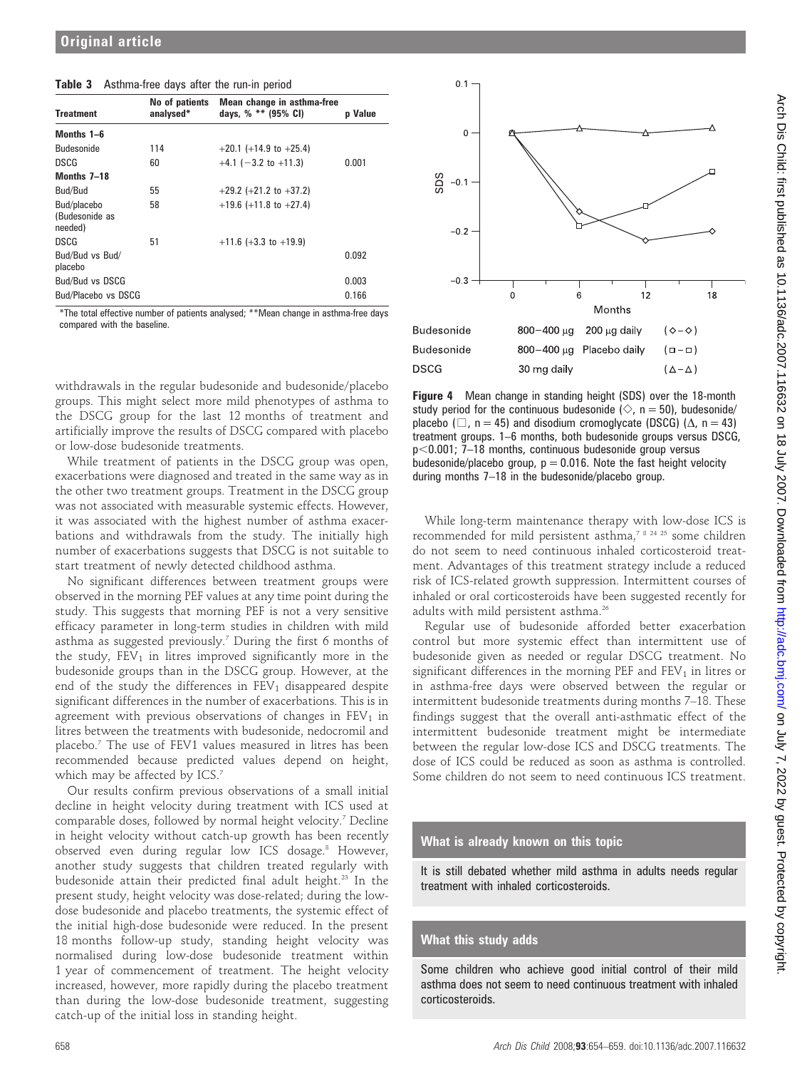**Table 3** Asthma-free days after the run-in period

| Treatment | No of patients analysed* | Mean change in asthma-free days, % ** (95% CI) | p Value |
|---|---|---|---|
| **Months 1–6** | | | |
| Budesonide | 114 | +20.1 (+14.9 to +25.4) | |
| DSCG | 60 | +4.1 (−3.2 to +11.3) | 0.001 |
| **Months 7–18** | | | |
| Bud/Bud | 55 | +29.2 (+21.2 to +37.2) | |
| Bud/placebo (Budesonide as needed) | 58 | +19.6 (+11.8 to +27.4) | |
| DSCG | 51 | +11.6 (+3.3 to +19.9) | |
| Bud/Bud vs Bud/placebo | | | 0.092 |
| Bud/Bud vs DSCG | | | 0.003 |
| Bud/Placebo vs DSCG | | | 0.166 |

*The total effective number of patients analysed; **Mean change in asthma-free days compared with the baseline.

withdrawals in the regular budesonide and budesonide/placebo groups. This might select more mild phenotypes of asthma to the DSCG group for the last 12 months of treatment and artificially improve the results of DSCG compared with placebo or low-dose budesonide treatments.

While treatment of patients in the DSCG group was open, exacerbations were diagnosed and treated in the same way as in the other two treatment groups. Treatment in the DSCG group was not associated with measurable systemic effects. However, it was associated with the highest number of asthma exacerbations and withdrawals from the study. The initially high number of exacerbations suggests that DSCG is not suitable to start treatment of newly detected childhood asthma.

No significant differences between treatment groups were observed in the morning PEF values at any time point during the study. This suggests that morning PEF is not a very sensitive efficacy parameter in long-term studies in children with mild asthma as suggested previously.[7] During the first 6 months of the study, $FEV_1$ in litres improved significantly more in the budesonide groups than in the DSCG group. However, at the end of the study the differences in $FEV_1$ disappeared despite significant differences in the number of exacerbations. This is in agreement with previous observations of changes in $FEV_1$ in litres between the treatments with budesonide, nedocromil and placebo.[7] The use of FEV1 values measured in litres has been recommended because predicted values depend on height, which may be affected by ICS.[7]

Our results confirm previous observations of a small initial decline in height velocity during treatment with ICS used at comparable doses, followed by normal height velocity.[7] Decline in height velocity without catch-up growth has been recently observed even during regular low ICS dosage.[8] However, another study suggests that children treated regularly with budesonide attain their predicted final adult height.[23] In the present study, height velocity was dose-related; during the low-dose budesonide and placebo treatments, the systemic effect of the initial high-dose budesonide were reduced. In the present 18 months follow-up study, standing height velocity was normalised during low-dose budesonide treatment within 1 year of commencement of treatment. The height velocity increased, however, more rapidly during the placebo treatment than during the low-dose budesonide treatment, suggesting catch-up of the initial loss in standing height.

**Figure 4** Mean change in standing height (SDS) over the 18-month study period for the continuous budesonide (◇, n = 50), budesonide/placebo (□, n = 45) and disodium cromoglycate (DSCG) (Δ, n = 43) treatment groups. 1–6 months, both budesonide groups versus DSCG, $p<0.001$; 7–18 months, continuous budesonide group versus budesonide/placebo group, $p = 0.016$. Note the fast height velocity during months 7–18 in the budesonide/placebo group.

While long-term maintenance therapy with low-dose ICS is recommended for mild persistent asthma,[7 8 24 25] some children do not seem to need continuous inhaled corticosteroid treatment. Advantages of this treatment strategy include a reduced risk of ICS-related growth suppression. Intermittent courses of inhaled or oral corticosteroids have been suggested recently for adults with mild persistent asthma.[26]

Regular use of budesonide afforded better exacerbation control but more systemic effect than intermittent use of budesonide given as needed or regular DSCG treatment. No significant differences in the morning PEF and $FEV_1$ in litres or in asthma-free days were observed between the regular or intermittent budesonide treatments during months 7–18. These findings suggest that the overall anti-asthmatic effect of the intermittent budesonide treatment might be intermediate between the regular low-dose ICS and DSCG treatments. The dose of ICS could be reduced as soon as asthma is controlled. Some children do not seem to need continuous ICS treatment.

### What is already known on this topic

It is still debated whether mild asthma in adults needs regular treatment with inhaled corticosteroids.

### What this study adds

Some children who achieve good initial control of their mild asthma does not seem to need continuous treatment with inhaled corticosteroids.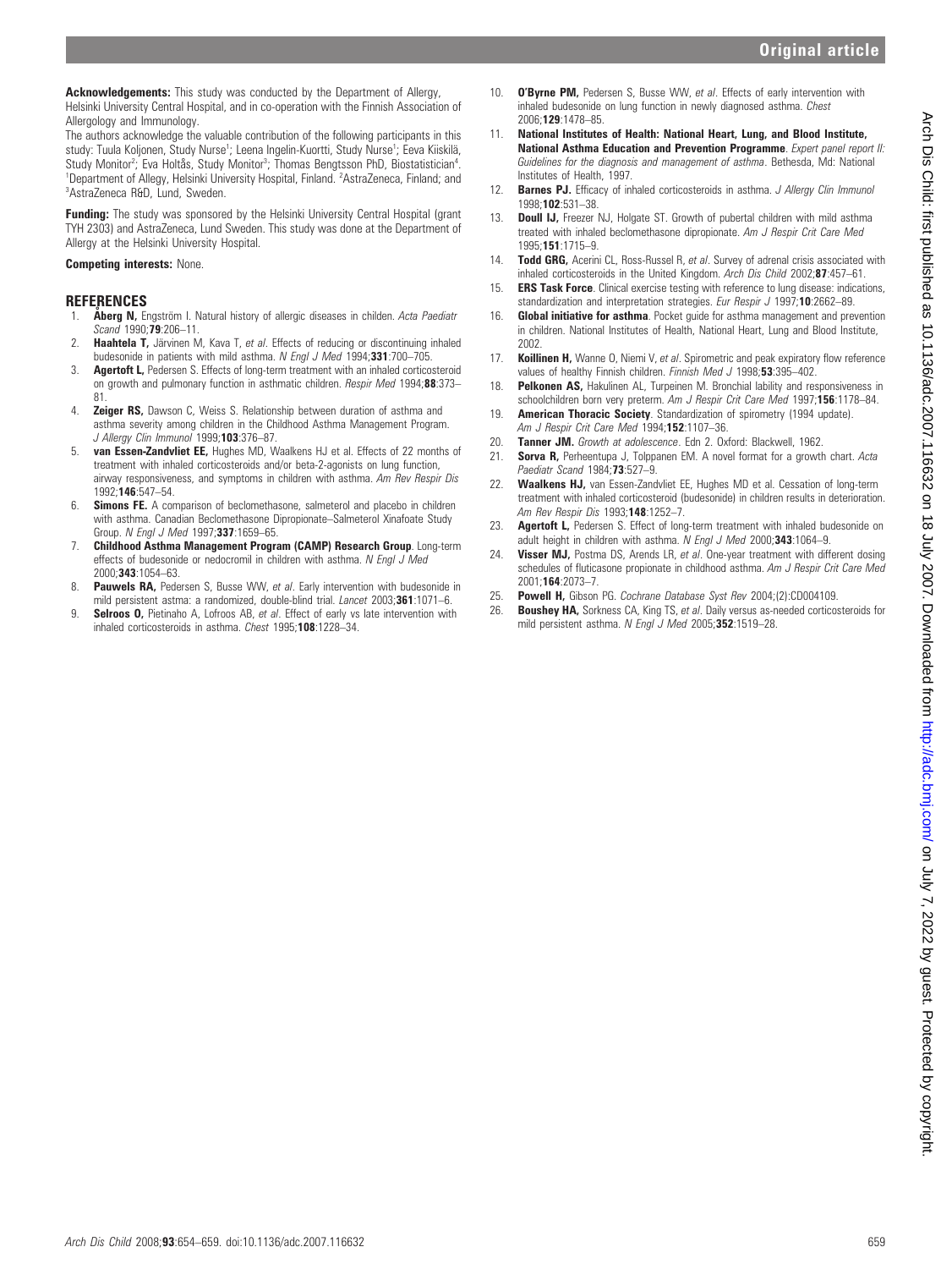**Acknowledgements:** This study was conducted by the Department of Allergy, Helsinki University Central Hospital, and in co-operation with the Finnish Association of Allergology and Immunology.

The authors acknowledge the valuable contribution of the following participants in this study: Tuula Koljonen, Study Nurse[1]; Leena Ingelin-Kuortti, Study Nurse[1]; Eeva Kiiskilä, Study Monitor[2]; Eva Holtås, Study Monitor[3]; Thomas Bengtsson PhD, Biostatistician[4]. [1]Department of Allegy, Helsinki University Hospital, Finland. [2]AstraZeneca, Finland; and [3]AstraZeneca R&D, Lund, Sweden.

**Funding:** The study was sponsored by the Helsinki University Central Hospital (grant TYH 2303) and AstraZeneca, Lund Sweden. This study was done at the Department of Allergy at the Helsinki University Hospital.

**Competing interests:** None.

## REFERENCES

1. **Åberg N,** Engström I. Natural history of allergic diseases in childen. *Acta Paediatr Scand* 1990;**79**:206–11.
2. **Haahtela T,** Järvinen M, Kava T, *et al*. Effects of reducing or discontinuing inhaled budesonide in patients with mild asthma. *N Engl J Med* 1994;**331**:700–705.
3. **Agertoft L,** Pedersen S. Effects of long-term treatment with an inhaled corticosteroid on growth and pulmonary function in asthmatic children. *Respir Med* 1994;**88**:373–81.
4. **Zeiger RS,** Dawson C, Weiss S. Relationship between duration of asthma and asthma severity among children in the Childhood Asthma Management Program. *J Allergy Clin Immunol* 1999;**103**:376–87.
5. **van Essen-Zandvliet EE,** Hughes MD, Waalkens HJ et al. Effects of 22 months of treatment with inhaled corticosteroids and/or beta-2-agonists on lung function, airway responsiveness, and symptoms in children with asthma. *Am Rev Respir Dis* 1992;**146**:547–54.
6. **Simons FE.** A comparison of beclomethasone, salmeterol and placebo in children with asthma. Canadian Beclomethasone Dipropionate–Salmeterol Xinafoate Study Group. *N Engl J Med* 1997;**337**:1659–65.
7. **Childhood Asthma Management Program (CAMP) Research Group**. Long-term effects of budesonide or nedocromil in children with asthma. *N Engl J Med* 2000;**343**:1054–63.
8. **Pauwels RA,** Pedersen S, Busse WW, *et al*. Early intervention with budesonide in mild persistent astma: a randomized, double-blind trial. *Lancet* 2003;**361**:1071–6.
9. **Selroos O,** Pietinaho A, Lofroos AB, *et al*. Effect of early vs late intervention with inhaled corticosteroids in asthma. *Chest* 1995;**108**:1228–34.
10. **O'Byrne PM,** Pedersen S, Busse WW, *et al*. Effects of early intervention with inhaled budesonide on lung function in newly diagnosed asthma. *Chest* 2006;**129**:1478–85.
11. **National Institutes of Health: National Heart, Lung, and Blood Institute, National Asthma Education and Prevention Programme**. *Expert panel report II: Guidelines for the diagnosis and management of asthma*. Bethesda, Md: National Institutes of Health, 1997.
12. **Barnes PJ.** Efficacy of inhaled corticosteroids in asthma. *J Allergy Clin Immunol* 1998;**102**:531–38.
13. **Doull IJ,** Freezer NJ, Holgate ST. Growth of pubertal children with mild asthma treated with inhaled beclomethasone dipropionate. *Am J Respir Crit Care Med* 1995;**151**:1715–9.
14. **Todd GRG,** Acerini CL, Ross-Russel R, *et al*. Survey of adrenal crisis associated with inhaled corticosteroids in the United Kingdom. *Arch Dis Child* 2002;**87**:457–61.
15. **ERS Task Force**. Clinical exercise testing with reference to lung disease: indications, standardization and interpretation strategies. *Eur Respir J* 1997;**10**:2662–89.
16. **Global initiative for asthma**. Pocket guide for asthma management and prevention in children. National Institutes of Health, National Heart, Lung and Blood Institute, 2002.
17. **Koillinen H,** Wanne O, Niemi V, *et al*. Spirometric and peak expiratory flow reference values of healthy Finnish children. *Finnish Med J* 1998;**53**:395–402.
18. **Pelkonen AS,** Hakulinen AL, Turpeinen M. Bronchial lability and responsiveness in schoolchildren born very preterm. *Am J Respir Crit Care Med* 1997;**156**:1178–84.
19. **American Thoracic Society**. Standardization of spirometry (1994 update). *Am J Respir Crit Care Med* 1994;**152**:1107–36.
20. **Tanner JM.** *Growth at adolescence*. Edn 2. Oxford: Blackwell, 1962.
21. **Sorva R,** Perheentupa J, Tolppanen EM. A novel format for a growth chart. *Acta Paediatr Scand* 1984;**73**:527–9.
22. **Waalkens HJ,** van Essen-Zandvliet EE, Hughes MD et al. Cessation of long-term treatment with inhaled corticosteroid (budesonide) in children results in deterioration. *Am Rev Respir Dis* 1993;**148**:1252–7.
23. **Agertoft L,** Pedersen S. Effect of long-term treatment with inhaled budesonide on adult height in children with asthma. *N Engl J Med* 2000;**343**:1064–9.
24. **Visser MJ,** Postma DS, Arends LR, *et al*. One-year treatment with different dosing schedules of fluticasone propionate in childhood asthma. *Am J Respir Crit Care Med* 2001;**164**:2073–7.
25. **Powell H,** Gibson PG. *Cochrane Database Syst Rev* 2004;(2):CD004109.
26. **Boushey HA,** Sorkness CA, King TS, *et al*. Daily versus as-needed corticosteroids for mild persistent asthma. *N Engl J Med* 2005;**352**:1519–28.